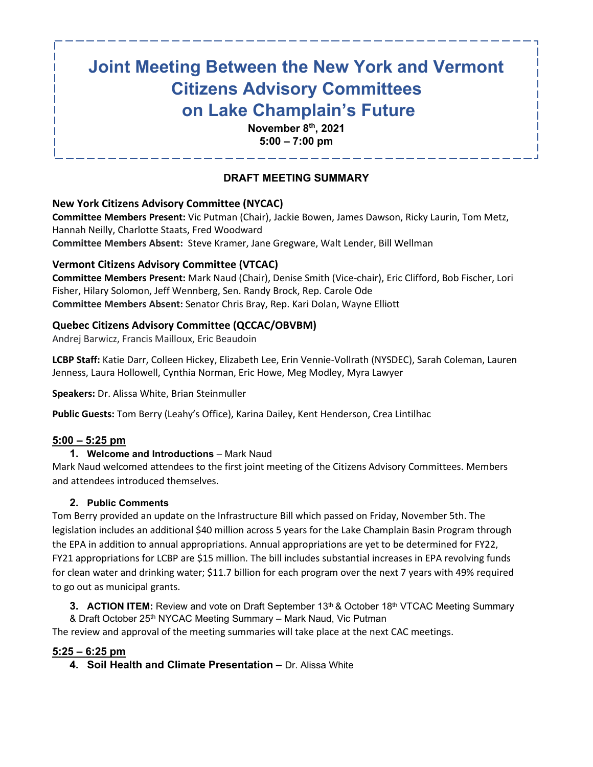# Joint Meeting Between the New York and Vermont Citizens Advisory Committees on Lake Champlain's Future

**November 8th, 2021**
**5:00 – 7:00 pm**

## DRAFT MEETING SUMMARY

### New York Citizens Advisory Committee (NYCAC)

**Committee Members Present:** Vic Putman (Chair), Jackie Bowen, James Dawson, Ricky Laurin, Tom Metz, Hannah Neilly, Charlotte Staats, Fred Woodward
**Committee Members Absent:** Steve Kramer, Jane Gregware, Walt Lender, Bill Wellman

### Vermont Citizens Advisory Committee (VTCAC)

**Committee Members Present:** Mark Naud (Chair), Denise Smith (Vice-chair), Eric Clifford, Bob Fischer, Lori Fisher, Hilary Solomon, Jeff Wennberg, Sen. Randy Brock, Rep. Carole Ode
**Committee Members Absent:** Senator Chris Bray, Rep. Kari Dolan, Wayne Elliott

### Quebec Citizens Advisory Committee (QCCAC/OBVBM)

Andrej Barwicz, Francis Mailloux, Eric Beaudoin

**LCBP Staff:** Katie Darr, Colleen Hickey, Elizabeth Lee, Erin Vennie-Vollrath (NYSDEC), Sarah Coleman, Lauren Jenness, Laura Hollowell, Cynthia Norman, Eric Howe, Meg Modley, Myra Lawyer

**Speakers:** Dr. Alissa White, Brian Steinmuller

**Public Guests:** Tom Berry (Leahy's Office), Karina Dailey, Kent Henderson, Crea Lintilhac

**5:00 – 5:25 pm**

1. **Welcome and Introductions** – Mark Naud

Mark Naud welcomed attendees to the first joint meeting of the Citizens Advisory Committees. Members and attendees introduced themselves.

2. **Public Comments**

Tom Berry provided an update on the Infrastructure Bill which passed on Friday, November 5th. The legislation includes an additional $40 million across 5 years for the Lake Champlain Basin Program through the EPA in addition to annual appropriations. Annual appropriations are yet to be determined for FY22, FY21 appropriations for LCBP are $15 million. The bill includes substantial increases in EPA revolving funds for clean water and drinking water; $11.7 billion for each program over the next 7 years with 49% required to go out as municipal grants.

3. **ACTION ITEM:** Review and vote on Draft September 13th & October 18th VTCAC Meeting Summary & Draft October 25th NYCAC Meeting Summary – Mark Naud, Vic Putman

The review and approval of the meeting summaries will take place at the next CAC meetings.

**5:25 – 6:25 pm**

4. **Soil Health and Climate Presentation** – Dr. Alissa White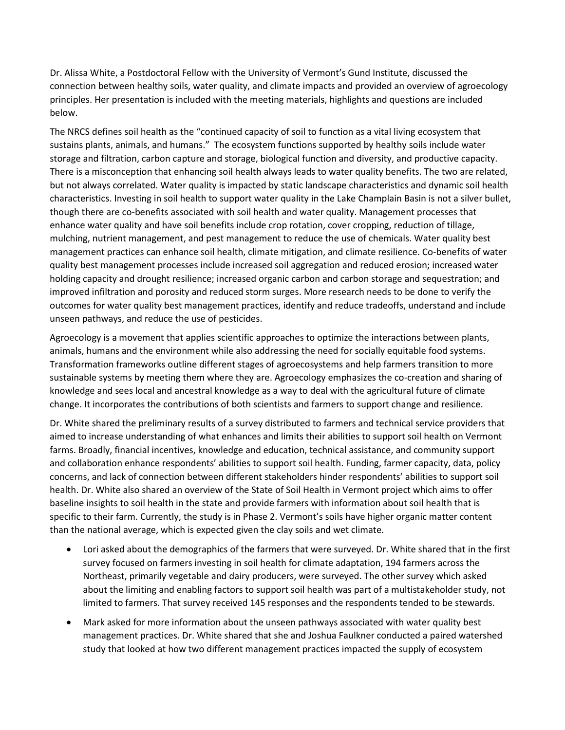Dr. Alissa White, a Postdoctoral Fellow with the University of Vermont's Gund Institute, discussed the connection between healthy soils, water quality, and climate impacts and provided an overview of agroecology principles. Her presentation is included with the meeting materials, highlights and questions are included below.

The NRCS defines soil health as the "continued capacity of soil to function as a vital living ecosystem that sustains plants, animals, and humans." The ecosystem functions supported by healthy soils include water storage and filtration, carbon capture and storage, biological function and diversity, and productive capacity. There is a misconception that enhancing soil health always leads to water quality benefits. The two are related, but not always correlated. Water quality is impacted by static landscape characteristics and dynamic soil health characteristics. Investing in soil health to support water quality in the Lake Champlain Basin is not a silver bullet, though there are co-benefits associated with soil health and water quality. Management processes that enhance water quality and have soil benefits include crop rotation, cover cropping, reduction of tillage, mulching, nutrient management, and pest management to reduce the use of chemicals. Water quality best management practices can enhance soil health, climate mitigation, and climate resilience. Co-benefits of water quality best management processes include increased soil aggregation and reduced erosion; increased water holding capacity and drought resilience; increased organic carbon and carbon storage and sequestration; and improved infiltration and porosity and reduced storm surges. More research needs to be done to verify the outcomes for water quality best management practices, identify and reduce tradeoffs, understand and include unseen pathways, and reduce the use of pesticides.

Agroecology is a movement that applies scientific approaches to optimize the interactions between plants, animals, humans and the environment while also addressing the need for socially equitable food systems. Transformation frameworks outline different stages of agroecosystems and help farmers transition to more sustainable systems by meeting them where they are. Agroecology emphasizes the co-creation and sharing of knowledge and sees local and ancestral knowledge as a way to deal with the agricultural future of climate change. It incorporates the contributions of both scientists and farmers to support change and resilience.

Dr. White shared the preliminary results of a survey distributed to farmers and technical service providers that aimed to increase understanding of what enhances and limits their abilities to support soil health on Vermont farms. Broadly, financial incentives, knowledge and education, technical assistance, and community support and collaboration enhance respondents' abilities to support soil health. Funding, farmer capacity, data, policy concerns, and lack of connection between different stakeholders hinder respondents' abilities to support soil health. Dr. White also shared an overview of the State of Soil Health in Vermont project which aims to offer baseline insights to soil health in the state and provide farmers with information about soil health that is specific to their farm. Currently, the study is in Phase 2. Vermont's soils have higher organic matter content than the national average, which is expected given the clay soils and wet climate.

- Lori asked about the demographics of the farmers that were surveyed. Dr. White shared that in the first survey focused on farmers investing in soil health for climate adaptation, 194 farmers across the Northeast, primarily vegetable and dairy producers, were surveyed. The other survey which asked about the limiting and enabling factors to support soil health was part of a multistakeholder study, not limited to farmers. That survey received 145 responses and the respondents tended to be stewards.
- Mark asked for more information about the unseen pathways associated with water quality best management practices. Dr. White shared that she and Joshua Faulkner conducted a paired watershed study that looked at how two different management practices impacted the supply of ecosystem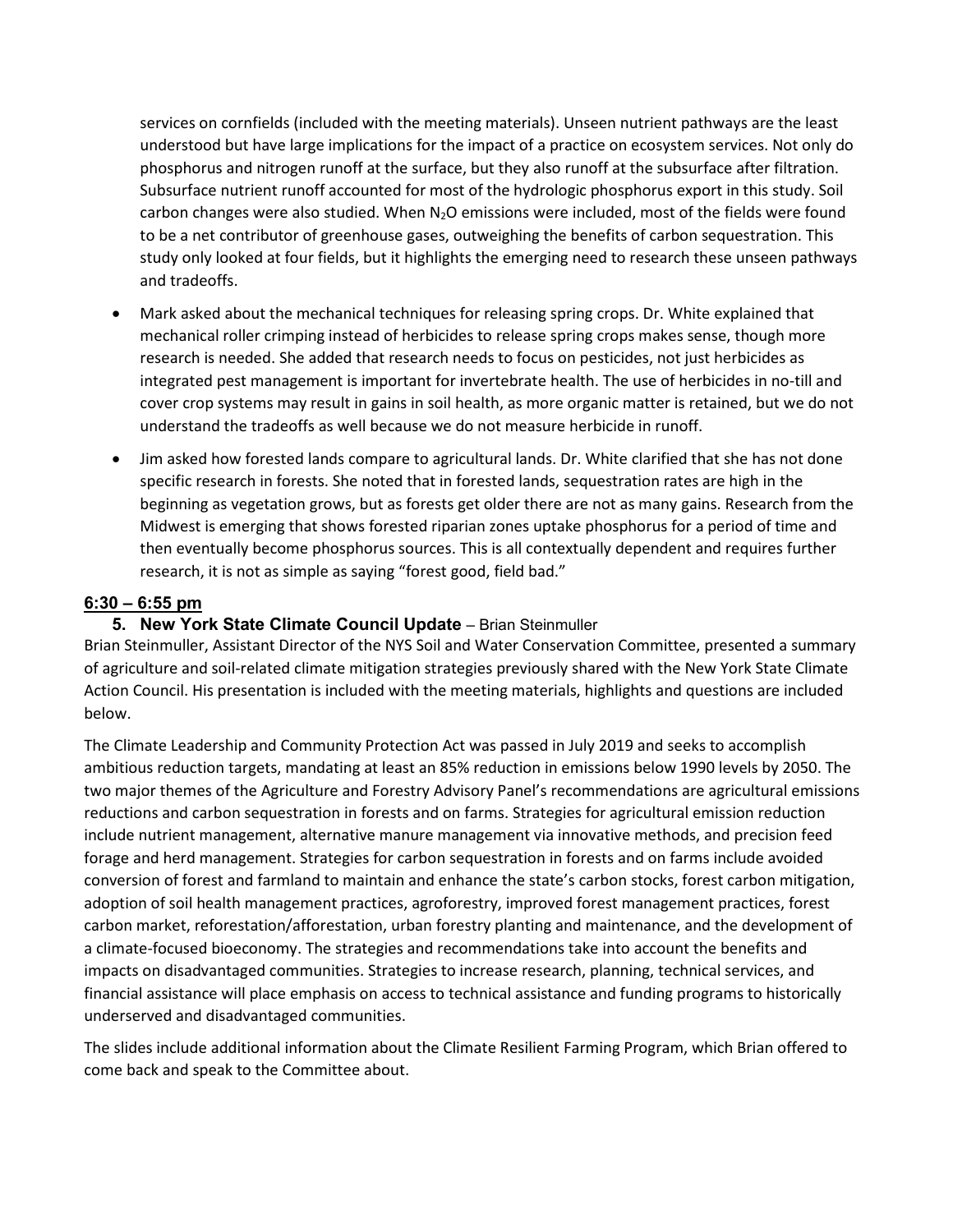services on cornfields (included with the meeting materials). Unseen nutrient pathways are the least understood but have large implications for the impact of a practice on ecosystem services. Not only do phosphorus and nitrogen runoff at the surface, but they also runoff at the subsurface after filtration. Subsurface nutrient runoff accounted for most of the hydrologic phosphorus export in this study. Soil carbon changes were also studied. When $N_2O$ emissions were included, most of the fields were found to be a net contributor of greenhouse gases, outweighing the benefits of carbon sequestration. This study only looked at four fields, but it highlights the emerging need to research these unseen pathways and tradeoffs.

- Mark asked about the mechanical techniques for releasing spring crops. Dr. White explained that mechanical roller crimping instead of herbicides to release spring crops makes sense, though more research is needed. She added that research needs to focus on pesticides, not just herbicides as integrated pest management is important for invertebrate health. The use of herbicides in no-till and cover crop systems may result in gains in soil health, as more organic matter is retained, but we do not understand the tradeoffs as well because we do not measure herbicide in runoff.
- Jim asked how forested lands compare to agricultural lands. Dr. White clarified that she has not done specific research in forests. She noted that in forested lands, sequestration rates are high in the beginning as vegetation grows, but as forests get older there are not as many gains. Research from the Midwest is emerging that shows forested riparian zones uptake phosphorus for a period of time and then eventually become phosphorus sources. This is all contextually dependent and requires further research, it is not as simple as saying "forest good, field bad."

**6:30 – 6:55 pm**

### 5. New York State Climate Council Update – Brian Steinmuller

Brian Steinmuller, Assistant Director of the NYS Soil and Water Conservation Committee, presented a summary of agriculture and soil-related climate mitigation strategies previously shared with the New York State Climate Action Council. His presentation is included with the meeting materials, highlights and questions are included below.

The Climate Leadership and Community Protection Act was passed in July 2019 and seeks to accomplish ambitious reduction targets, mandating at least an 85% reduction in emissions below 1990 levels by 2050. The two major themes of the Agriculture and Forestry Advisory Panel's recommendations are agricultural emissions reductions and carbon sequestration in forests and on farms. Strategies for agricultural emission reduction include nutrient management, alternative manure management via innovative methods, and precision feed forage and herd management. Strategies for carbon sequestration in forests and on farms include avoided conversion of forest and farmland to maintain and enhance the state's carbon stocks, forest carbon mitigation, adoption of soil health management practices, agroforestry, improved forest management practices, forest carbon market, reforestation/afforestation, urban forestry planting and maintenance, and the development of a climate-focused bioeconomy. The strategies and recommendations take into account the benefits and impacts on disadvantaged communities. Strategies to increase research, planning, technical services, and financial assistance will place emphasis on access to technical assistance and funding programs to historically underserved and disadvantaged communities.

The slides include additional information about the Climate Resilient Farming Program, which Brian offered to come back and speak to the Committee about.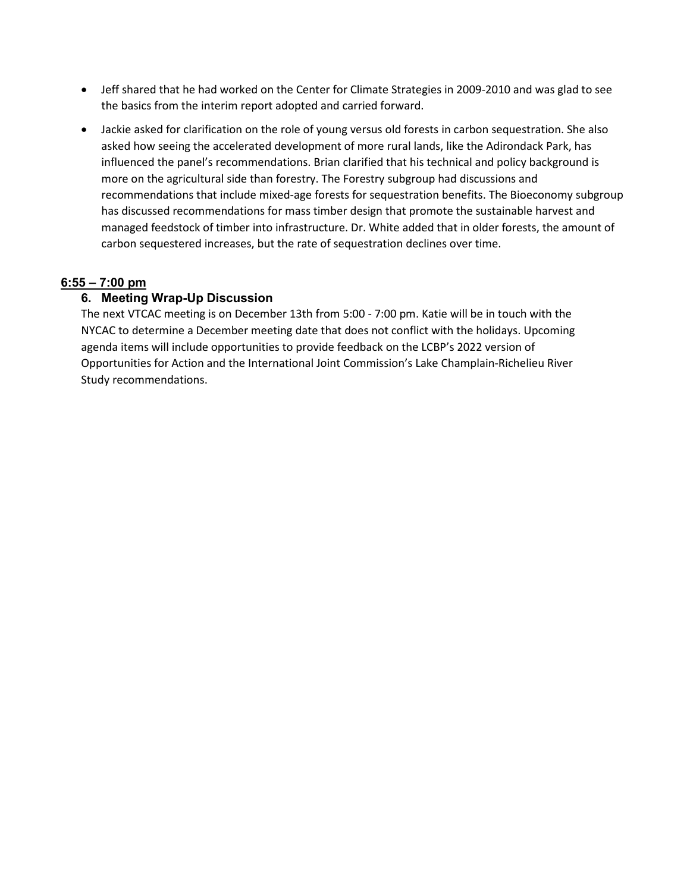- Jeff shared that he had worked on the Center for Climate Strategies in 2009-2010 and was glad to see the basics from the interim report adopted and carried forward.
- Jackie asked for clarification on the role of young versus old forests in carbon sequestration. She also asked how seeing the accelerated development of more rural lands, like the Adirondack Park, has influenced the panel's recommendations. Brian clarified that his technical and policy background is more on the agricultural side than forestry. The Forestry subgroup had discussions and recommendations that include mixed-age forests for sequestration benefits. The Bioeconomy subgroup has discussed recommendations for mass timber design that promote the sustainable harvest and managed feedstock of timber into infrastructure. Dr. White added that in older forests, the amount of carbon sequestered increases, but the rate of sequestration declines over time.

**6:55 – 7:00 pm**

### 6. Meeting Wrap-Up Discussion

The next VTCAC meeting is on December 13th from 5:00 - 7:00 pm. Katie will be in touch with the NYCAC to determine a December meeting date that does not conflict with the holidays. Upcoming agenda items will include opportunities to provide feedback on the LCBP's 2022 version of Opportunities for Action and the International Joint Commission's Lake Champlain-Richelieu River Study recommendations.